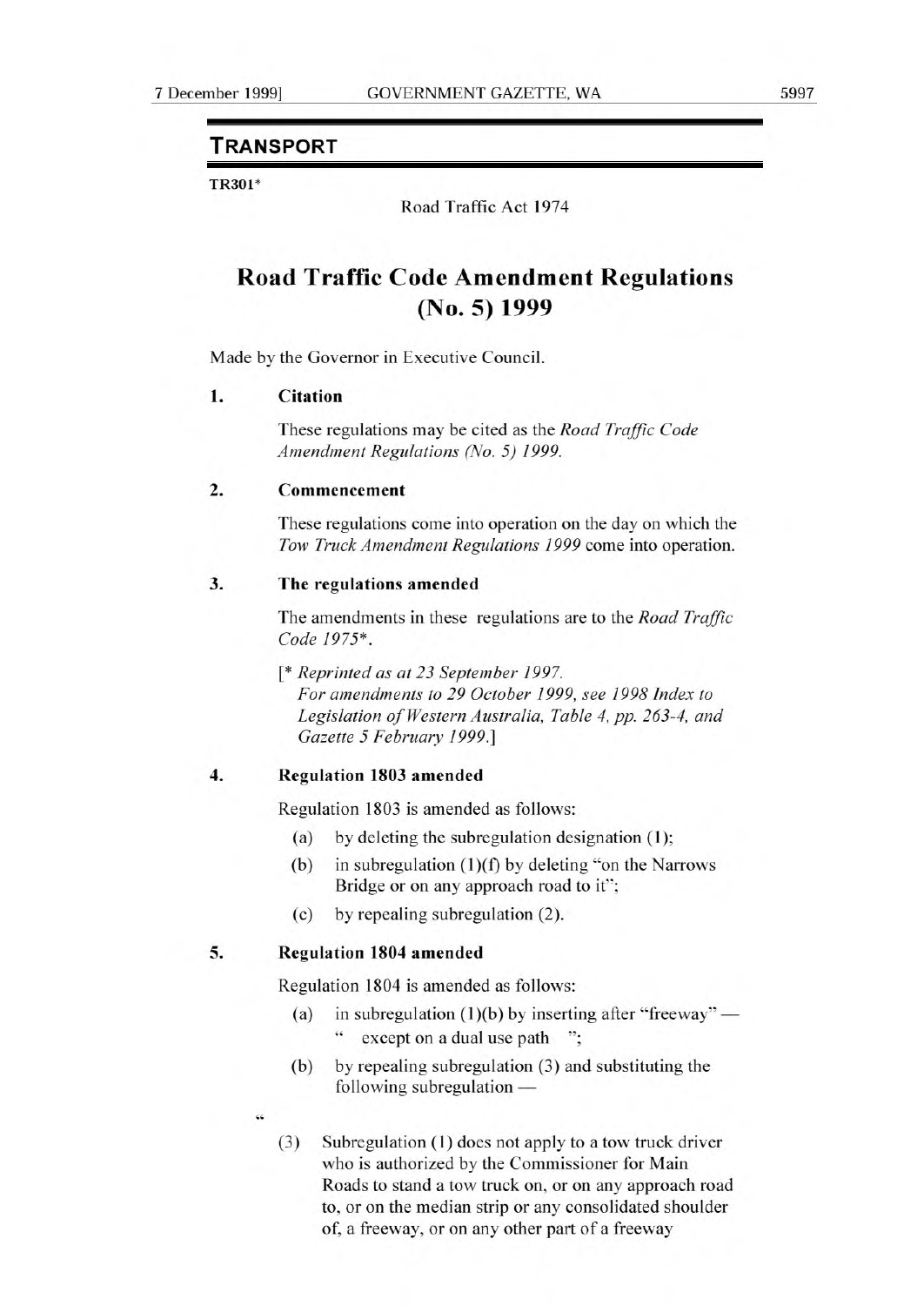## TRANSPORT

**TR301***

Road Traffic Act 1974

# Road Traffic Code Amendment Regulations (No. 5) 1999

Made by the Governor in Executive Council.

**1. Citation**

These regulations may be cited as the *Road Traffic Code Amendment Regulations (No. 5) 1999.*

**2. Commencement**

These regulations come into operation on the day on which the *Tow Truck Amendment Regulations 1999* come into operation.

**3. The regulations amended**

The amendments in these regulations are to the *Road Traffic Code 1975*\*.

[\* *Reprinted as at 23 September 1997. For amendments to 29 October 1999, see 1998 Index to Legislation of Western Australia, Table 4, pp. 263-4, and Gazette 5 February 1999.*]

**4. Regulation 1803 amended**

Regulation 1803 is amended as follows:

(a) by deleting the subregulation designation (1);

(b) in subregulation (1)(f) by deleting "on the Narrows Bridge or on any approach road to it";

(c) by repealing subregulation (2).

**5. Regulation 1804 amended**

Regulation 1804 is amended as follows:

(a) in subregulation (1)(b) by inserting after "freeway" — " except on a dual use path ";

(b) by repealing subregulation (3) and substituting the following subregulation —

"

(3) Subregulation (1) does not apply to a tow truck driver who is authorized by the Commissioner for Main Roads to stand a tow truck on, or on any approach road to, or on the median strip or any consolidated shoulder of, a freeway, or on any other part of a freeway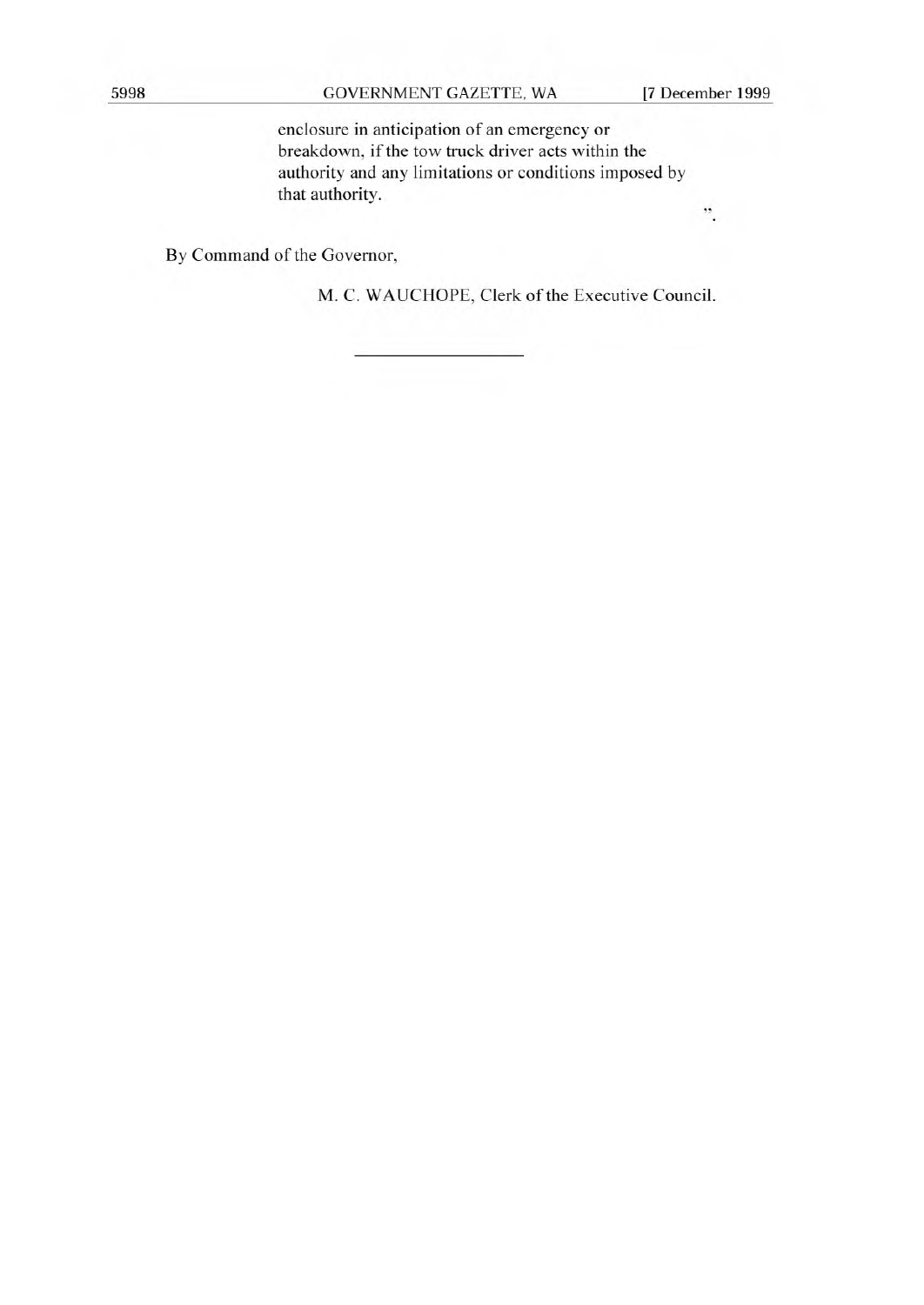enclosure in anticipation of an emergency or breakdown, if the tow truck driver acts within the authority and any limitations or conditions imposed by that authority.

".

By Command of the Governor,

M. C. WAUCHOPE, Clerk of the Executive Council.

---